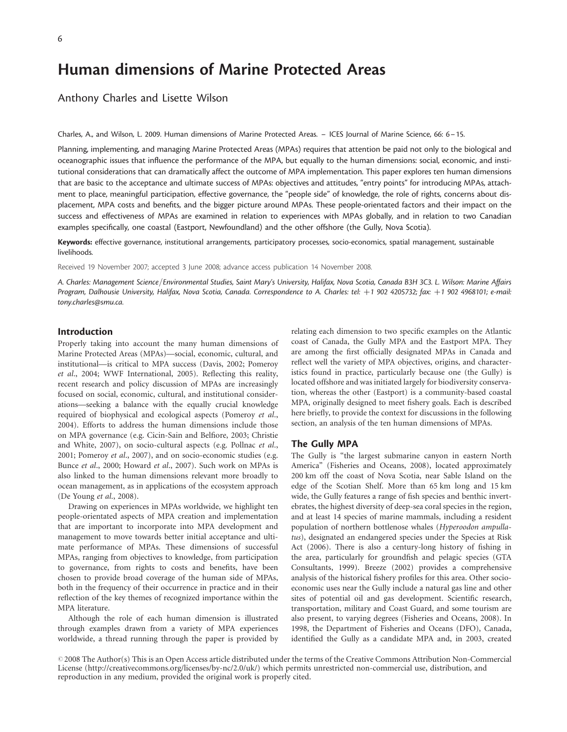# Human dimensions of Marine Protected Areas

Anthony Charles and Lisette Wilson

Charles, A., and Wilson, L. 2009. Human dimensions of Marine Protected Areas. – ICES Journal of Marine Science, 66: 6–15.

Planning, implementing, and managing Marine Protected Areas (MPAs) requires that attention be paid not only to the biological and oceanographic issues that influence the performance of the MPA, but equally to the human dimensions: social, economic, and institutional considerations that can dramatically affect the outcome of MPA implementation. This paper explores ten human dimensions that are basic to the acceptance and ultimate success of MPAs: objectives and attitudes, "entry points" for introducing MPAs, attachment to place, meaningful participation, effective governance, the "people side" of knowledge, the role of rights, concerns about displacement, MPA costs and benefits, and the bigger picture around MPAs. These people-orientated factors and their impact on the success and effectiveness of MPAs are examined in relation to experiences with MPAs globally, and in relation to two Canadian examples specifically, one coastal (Eastport, Newfoundland) and the other offshore (the Gully, Nova Scotia).

**Keywords:** effective governance, institutional arrangements, participatory processes, socio-economics, spatial management, sustainable livelihoods.

Received 19 November 2007; accepted 3 June 2008; advance access publication 14 November 2008.

*A. Charles: Management Science/Environmental Studies, Saint Mary's University, Halifax, Nova Scotia, Canada B3H 3C3. L. Wilson: Marine Affairs Program, Dalhousie University, Halifax, Nova Scotia, Canada. Correspondence to A. Charles: tel: +1 902 4205732; fax: +1 902 4968101; e-mail: tony.charles@smu.ca.*

## Introduction

Properly taking into account the many human dimensions of Marine Protected Areas (MPAs)—social, economic, cultural, and institutional—is critical to MPA success (Davis, 2002; Pomeroy *et al.*, 2004; WWF International, 2005). Reflecting this reality, recent research and policy discussion of MPAs are increasingly focused on social, economic, cultural, and institutional considerations—seeking a balance with the equally crucial knowledge required of biophysical and ecological aspects (Pomeroy *et al.*, 2004). Efforts to address the human dimensions include those on MPA governance (e.g. Cicin-Sain and Belfiore, 2003; Christie and White, 2007), on socio-cultural aspects (e.g. Pollnac *et al.*, 2001; Pomeroy *et al.*, 2007), and on socio-economic studies (e.g. Bunce *et al.*, 2000; Howard *et al.*, 2007). Such work on MPAs is also linked to the human dimensions relevant more broadly to ocean management, as in applications of the ecosystem approach (De Young *et al.*, 2008).

Drawing on experiences in MPAs worldwide, we highlight ten people-orientated aspects of MPA creation and implementation that are important to incorporate into MPA development and management to move towards better initial acceptance and ultimate performance of MPAs. These dimensions of successful MPAs, ranging from objectives to knowledge, from participation to governance, from rights to costs and benefits, have been chosen to provide broad coverage of the human side of MPAs, both in the frequency of their occurrence in practice and in their reflection of the key themes of recognized importance within the MPA literature.

Although the role of each human dimension is illustrated through examples drawn from a variety of MPA experiences worldwide, a thread running through the paper is provided by relating each dimension to two specific examples on the Atlantic coast of Canada, the Gully MPA and the Eastport MPA. They are among the first officially designated MPAs in Canada and reflect well the variety of MPA objectives, origins, and characteristics found in practice, particularly because one (the Gully) is located offshore and was initiated largely for biodiversity conservation, whereas the other (Eastport) is a community-based coastal MPA, originally designed to meet fishery goals. Each is described here briefly, to provide the context for discussions in the following section, an analysis of the ten human dimensions of MPAs.

## The Gully MPA

The Gully is "the largest submarine canyon in eastern North America" (Fisheries and Oceans, 2008), located approximately 200 km off the coast of Nova Scotia, near Sable Island on the edge of the Scotian Shelf. More than 65 km long and 15 km wide, the Gully features a range of fish species and benthic invertebrates, the highest diversity of deep-sea coral species in the region, and at least 14 species of marine mammals, including a resident population of northern bottlenose whales (*Hyperoodon ampullatus*), designated an endangered species under the Species at Risk Act (2006). There is also a century-long history of fishing in the area, particularly for groundfish and pelagic species (GTA Consultants, 1999). Breeze (2002) provides a comprehensive analysis of the historical fishery profiles for this area. Other socio-economic uses near the Gully include a natural gas line and other sites of potential oil and gas development. Scientific research, transportation, military and Coast Guard, and some tourism are also present, to varying degrees (Fisheries and Oceans, 2008). In 1998, the Department of Fisheries and Oceans (DFO), Canada, identified the Gully as a candidate MPA and, in 2003, created

© 2008 The Author(s) This is an Open Access article distributed under the terms of the Creative Commons Attribution Non-Commercial License (http://creativecommons.org/licenses/by-nc/2.0/uk/) which permits unrestricted non-commercial use, distribution, and reproduction in any medium, provided the original work is properly cited.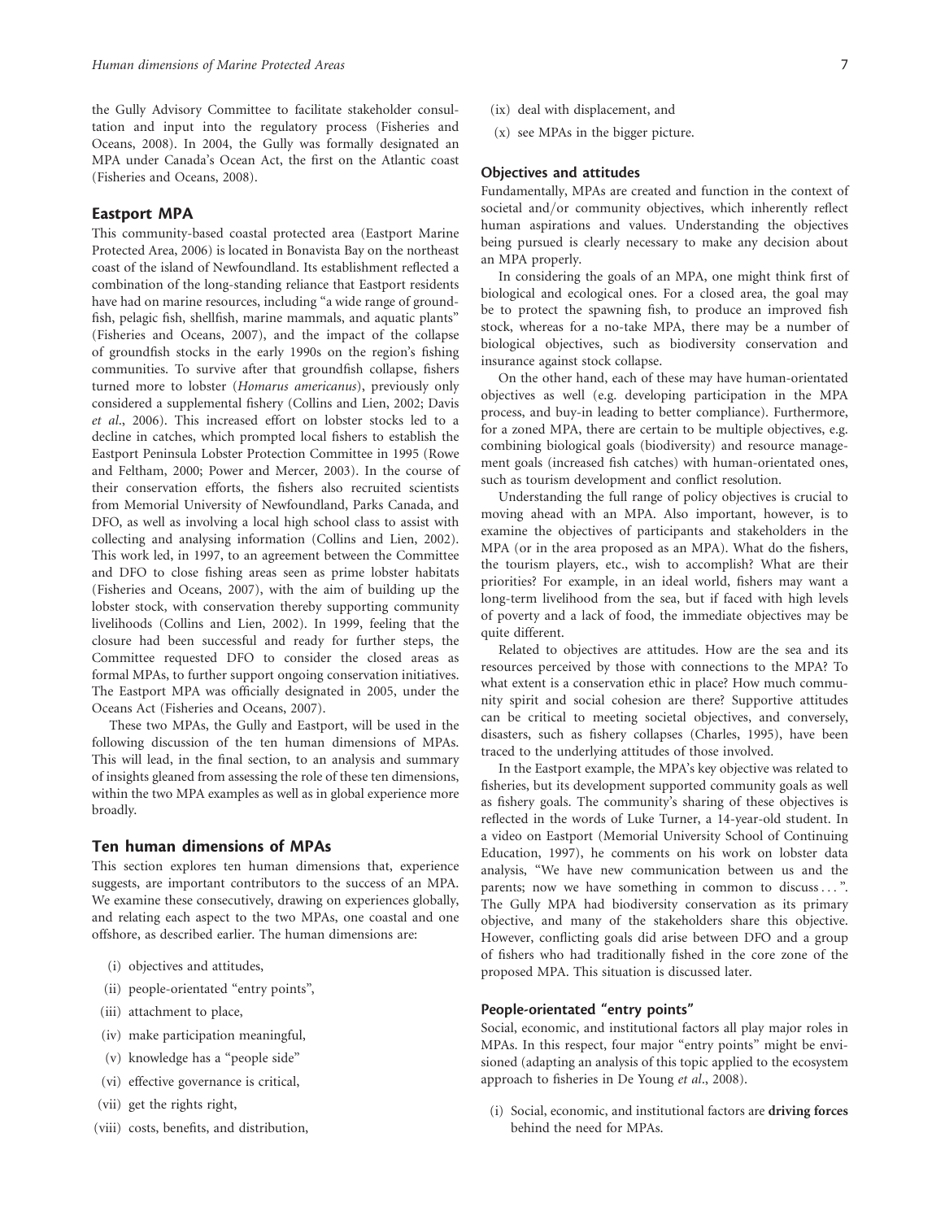the Gully Advisory Committee to facilitate stakeholder consultation and input into the regulatory process (Fisheries and Oceans, 2008). In 2004, the Gully was formally designated an MPA under Canada's Ocean Act, the first on the Atlantic coast (Fisheries and Oceans, 2008).

## Eastport MPA

This community-based coastal protected area (Eastport Marine Protected Area, 2006) is located in Bonavista Bay on the northeast coast of the island of Newfoundland. Its establishment reflected a combination of the long-standing reliance that Eastport residents have had on marine resources, including "a wide range of groundfish, pelagic fish, shellfish, marine mammals, and aquatic plants" (Fisheries and Oceans, 2007), and the impact of the collapse of groundfish stocks in the early 1990s on the region's fishing communities. To survive after that groundfish collapse, fishers turned more to lobster (*Homarus americanus*), previously only considered a supplemental fishery (Collins and Lien, 2002; Davis *et al*., 2006). This increased effort on lobster stocks led to a decline in catches, which prompted local fishers to establish the Eastport Peninsula Lobster Protection Committee in 1995 (Rowe and Feltham, 2000; Power and Mercer, 2003). In the course of their conservation efforts, the fishers also recruited scientists from Memorial University of Newfoundland, Parks Canada, and DFO, as well as involving a local high school class to assist with collecting and analysing information (Collins and Lien, 2002). This work led, in 1997, to an agreement between the Committee and DFO to close fishing areas seen as prime lobster habitats (Fisheries and Oceans, 2007), with the aim of building up the lobster stock, with conservation thereby supporting community livelihoods (Collins and Lien, 2002). In 1999, feeling that the closure had been successful and ready for further steps, the Committee requested DFO to consider the closed areas as formal MPAs, to further support ongoing conservation initiatives. The Eastport MPA was officially designated in 2005, under the Oceans Act (Fisheries and Oceans, 2007).

These two MPAs, the Gully and Eastport, will be used in the following discussion of the ten human dimensions of MPAs. This will lead, in the final section, to an analysis and summary of insights gleaned from assessing the role of these ten dimensions, within the two MPA examples as well as in global experience more broadly.

## Ten human dimensions of MPAs

This section explores ten human dimensions that, experience suggests, are important contributors to the success of an MPA. We examine these consecutively, drawing on experiences globally, and relating each aspect to the two MPAs, one coastal and one offshore, as described earlier. The human dimensions are:

- (i) objectives and attitudes,
- (ii) people-orientated "entry points",
- (iii) attachment to place,
- (iv) make participation meaningful,
- (v) knowledge has a "people side"
- (vi) effective governance is critical,
- (vii) get the rights right,
- (viii) costs, benefits, and distribution,
- (ix) deal with displacement, and
- (x) see MPAs in the bigger picture.

### Objectives and attitudes

Fundamentally, MPAs are created and function in the context of societal and/or community objectives, which inherently reflect human aspirations and values. Understanding the objectives being pursued is clearly necessary to make any decision about an MPA properly.

In considering the goals of an MPA, one might think first of biological and ecological ones. For a closed area, the goal may be to protect the spawning fish, to produce an improved fish stock, whereas for a no-take MPA, there may be a number of biological objectives, such as biodiversity conservation and insurance against stock collapse.

On the other hand, each of these may have human-orientated objectives as well (e.g. developing participation in the MPA process, and buy-in leading to better compliance). Furthermore, for a zoned MPA, there are certain to be multiple objectives, e.g. combining biological goals (biodiversity) and resource management goals (increased fish catches) with human-orientated ones, such as tourism development and conflict resolution.

Understanding the full range of policy objectives is crucial to moving ahead with an MPA. Also important, however, is to examine the objectives of participants and stakeholders in the MPA (or in the area proposed as an MPA). What do the fishers, the tourism players, etc., wish to accomplish? What are their priorities? For example, in an ideal world, fishers may want a long-term livelihood from the sea, but if faced with high levels of poverty and a lack of food, the immediate objectives may be quite different.

Related to objectives are attitudes. How are the sea and its resources perceived by those with connections to the MPA? To what extent is a conservation ethic in place? How much community spirit and social cohesion are there? Supportive attitudes can be critical to meeting societal objectives, and conversely, disasters, such as fishery collapses (Charles, 1995), have been traced to the underlying attitudes of those involved.

In the Eastport example, the MPA's key objective was related to fisheries, but its development supported community goals as well as fishery goals. The community's sharing of these objectives is reflected in the words of Luke Turner, a 14-year-old student. In a video on Eastport (Memorial University School of Continuing Education, 1997), he comments on his work on lobster data analysis, "We have new communication between us and the parents; now we have something in common to discuss . . . ". The Gully MPA had biodiversity conservation as its primary objective, and many of the stakeholders share this objective. However, conflicting goals did arise between DFO and a group of fishers who had traditionally fished in the core zone of the proposed MPA. This situation is discussed later.

### People-orientated "entry points"

Social, economic, and institutional factors all play major roles in MPAs. In this respect, four major "entry points" might be envisioned (adapting an analysis of this topic applied to the ecosystem approach to fisheries in De Young *et al*., 2008).

- (i) Social, economic, and institutional factors are **driving forces** behind the need for MPAs.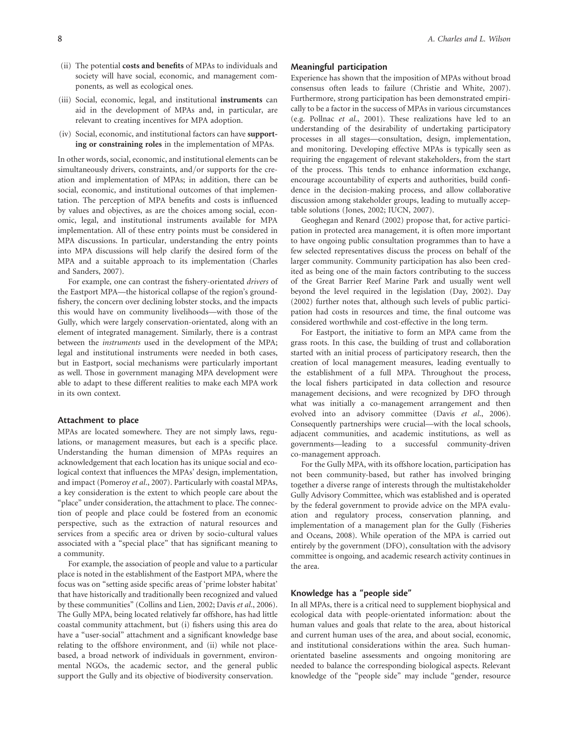(ii) The potential **costs and benefits** of MPAs to individuals and society will have social, economic, and management components, as well as ecological ones.

(iii) Social, economic, legal, and institutional **instruments** can aid in the development of MPAs and, in particular, are relevant to creating incentives for MPA adoption.

(iv) Social, economic, and institutional factors can have **supporting or constraining roles** in the implementation of MPAs.

In other words, social, economic, and institutional elements can be simultaneously drivers, constraints, and/or supports for the creation and implementation of MPAs; in addition, there can be social, economic, and institutional outcomes of that implementation. The perception of MPA benefits and costs is influenced by values and objectives, as are the choices among social, economic, legal, and institutional instruments available for MPA implementation. All of these entry points must be considered in MPA discussions. In particular, understanding the entry points into MPA discussions will help clarify the desired form of the MPA and a suitable approach to its implementation (Charles and Sanders, 2007).

For example, one can contrast the fishery-orientated *drivers* of the Eastport MPA—the historical collapse of the region's groundfishery, the concern over declining lobster stocks, and the impacts this would have on community livelihoods—with those of the Gully, which were largely conservation-orientated, along with an element of integrated management. Similarly, there is a contrast between the *instruments* used in the development of the MPA; legal and institutional instruments were needed in both cases, but in Eastport, social mechanisms were particularly important as well. Those in government managing MPA development were able to adapt to these different realities to make each MPA work in its own context.

### Attachment to place

MPAs are located somewhere. They are not simply laws, regulations, or management measures, but each is a specific place. Understanding the human dimension of MPAs requires an acknowledgement that each location has its unique social and ecological context that influences the MPAs' design, implementation, and impact (Pomeroy *et al.*, 2007). Particularly with coastal MPAs, a key consideration is the extent to which people care about the "place" under consideration, the attachment to place. The connection of people and place could be fostered from an economic perspective, such as the extraction of natural resources and services from a specific area or driven by socio-cultural values associated with a "special place" that has significant meaning to a community.

For example, the association of people and value to a particular place is noted in the establishment of the Eastport MPA, where the focus was on "setting aside specific areas of 'prime lobster habitat' that have historically and traditionally been recognized and valued by these communities" (Collins and Lien, 2002; Davis *et al.*, 2006). The Gully MPA, being located relatively far offshore, has had little coastal community attachment, but (i) fishers using this area do have a "user-social" attachment and a significant knowledge base relating to the offshore environment, and (ii) while not place-based, a broad network of individuals in government, environmental NGOs, the academic sector, and the general public support the Gully and its objective of biodiversity conservation.

### Meaningful participation

Experience has shown that the imposition of MPAs without broad consensus often leads to failure (Christie and White, 2007). Furthermore, strong participation has been demonstrated empirically to be a factor in the success of MPAs in various circumstances (e.g. Pollnac *et al.*, 2001). These realizations have led to an understanding of the desirability of undertaking participatory processes in all stages—consultation, design, implementation, and monitoring. Developing effective MPAs is typically seen as requiring the engagement of relevant stakeholders, from the start of the process. This tends to enhance information exchange, encourage accountability of experts and authorities, build confidence in the decision-making process, and allow collaborative discussion among stakeholder groups, leading to mutually acceptable solutions (Jones, 2002; IUCN, 2007).

Geoghegan and Renard (2002) propose that, for active participation in protected area management, it is often more important to have ongoing public consultation programmes than to have a few selected representatives discuss the process on behalf of the larger community. Community participation has also been credited as being one of the main factors contributing to the success of the Great Barrier Reef Marine Park and usually went well beyond the level required in the legislation (Day, 2002). Day (2002) further notes that, although such levels of public participation had costs in resources and time, the final outcome was considered worthwhile and cost-effective in the long term.

For Eastport, the initiative to form an MPA came from the grass roots. In this case, the building of trust and collaboration started with an initial process of participatory research, then the creation of local management measures, leading eventually to the establishment of a full MPA. Throughout the process, the local fishers participated in data collection and resource management decisions, and were recognized by DFO through what was initially a co-management arrangement and then evolved into an advisory committee (Davis *et al.*, 2006). Consequently partnerships were crucial—with the local schools, adjacent communities, and academic institutions, as well as governments—leading to a successful community-driven co-management approach.

For the Gully MPA, with its offshore location, participation has not been community-based, but rather has involved bringing together a diverse range of interests through the multistakeholder Gully Advisory Committee, which was established and is operated by the federal government to provide advice on the MPA evaluation and regulatory process, conservation planning, and implementation of a management plan for the Gully (Fisheries and Oceans, 2008). While operation of the MPA is carried out entirely by the government (DFO), consultation with the advisory committee is ongoing, and academic research activity continues in the area.

### Knowledge has a "people side"

In all MPAs, there is a critical need to supplement biophysical and ecological data with people-orientated information: about the human values and goals that relate to the area, about historical and current human uses of the area, and about social, economic, and institutional considerations within the area. Such human-orientated baseline assessments and ongoing monitoring are needed to balance the corresponding biological aspects. Relevant knowledge of the "people side" may include "gender, resource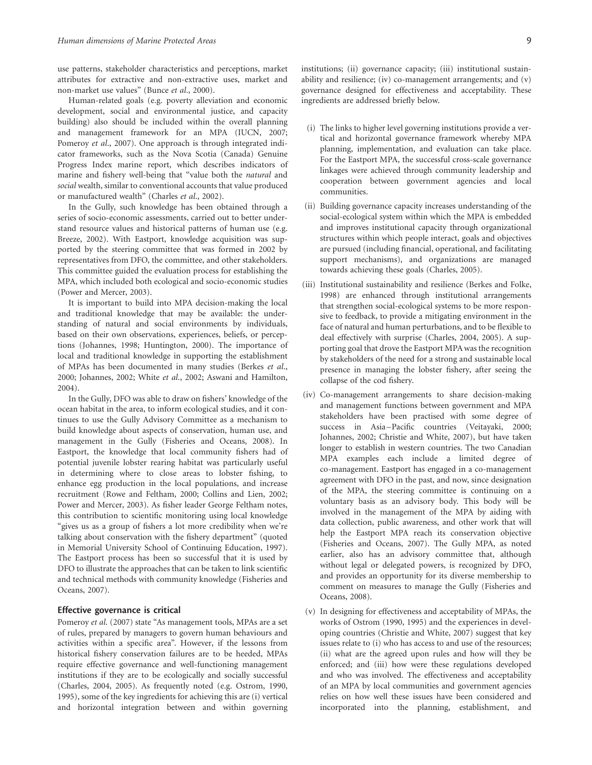use patterns, stakeholder characteristics and perceptions, market attributes for extractive and non-extractive uses, market and non-market use values" (Bunce *et al.*, 2000).

Human-related goals (e.g. poverty alleviation and economic development, social and environmental justice, and capacity building) also should be included within the overall planning and management framework for an MPA (IUCN, 2007; Pomeroy *et al.*, 2007). One approach is through integrated indicator frameworks, such as the Nova Scotia (Canada) Genuine Progress Index marine report, which describes indicators of marine and fishery well-being that "value both the *natural* and *social* wealth, similar to conventional accounts that value produced or manufactured wealth" (Charles *et al.*, 2002).

In the Gully, such knowledge has been obtained through a series of socio-economic assessments, carried out to better understand resource values and historical patterns of human use (e.g. Breeze, 2002). With Eastport, knowledge acquisition was supported by the steering committee that was formed in 2002 by representatives from DFO, the committee, and other stakeholders. This committee guided the evaluation process for establishing the MPA, which included both ecological and socio-economic studies (Power and Mercer, 2003).

It is important to build into MPA decision-making the local and traditional knowledge that may be available: the understanding of natural and social environments by individuals, based on their own observations, experiences, beliefs, or perceptions (Johannes, 1998; Huntington, 2000). The importance of local and traditional knowledge in supporting the establishment of MPAs has been documented in many studies (Berkes *et al.*, 2000; Johannes, 2002; White *et al.*, 2002; Aswani and Hamilton, 2004).

In the Gully, DFO was able to draw on fishers' knowledge of the ocean habitat in the area, to inform ecological studies, and it continues to use the Gully Advisory Committee as a mechanism to build knowledge about aspects of conservation, human use, and management in the Gully (Fisheries and Oceans, 2008). In Eastport, the knowledge that local community fishers had of potential juvenile lobster rearing habitat was particularly useful in determining where to close areas to lobster fishing, to enhance egg production in the local populations, and increase recruitment (Rowe and Feltham, 2000; Collins and Lien, 2002; Power and Mercer, 2003). As fisher leader George Feltham notes, this contribution to scientific monitoring using local knowledge "gives us as a group of fishers a lot more credibility when we're talking about conservation with the fishery department" (quoted in Memorial University School of Continuing Education, 1997). The Eastport process has been so successful that it is used by DFO to illustrate the approaches that can be taken to link scientific and technical methods with community knowledge (Fisheries and Oceans, 2007).

## Effective governance is critical

Pomeroy *et al.* (2007) state "As management tools, MPAs are a set of rules, prepared by managers to govern human behaviours and activities within a specific area". However, if the lessons from historical fishery conservation failures are to be heeded, MPAs require effective governance and well-functioning management institutions if they are to be ecologically and socially successful (Charles, 2004, 2005). As frequently noted (e.g. Ostrom, 1990, 1995), some of the key ingredients for achieving this are (i) vertical and horizontal integration between and within governing institutions; (ii) governance capacity; (iii) institutional sustainability and resilience; (iv) co-management arrangements; and (v) governance designed for effectiveness and acceptability. These ingredients are addressed briefly below.

(i) The links to higher level governing institutions provide a vertical and horizontal governance framework whereby MPA planning, implementation, and evaluation can take place. For the Eastport MPA, the successful cross-scale governance linkages were achieved through community leadership and cooperation between government agencies and local communities.

(ii) Building governance capacity increases understanding of the social-ecological system within which the MPA is embedded and improves institutional capacity through organizational structures within which people interact, goals and objectives are pursued (including financial, operational, and facilitating support mechanisms), and organizations are managed towards achieving these goals (Charles, 2005).

(iii) Institutional sustainability and resilience (Berkes and Folke, 1998) are enhanced through institutional arrangements that strengthen social-ecological systems to be more responsive to feedback, to provide a mitigating environment in the face of natural and human perturbations, and to be flexible to deal effectively with surprise (Charles, 2004, 2005). A supporting goal that drove the Eastport MPA was the recognition by stakeholders of the need for a strong and sustainable local presence in managing the lobster fishery, after seeing the collapse of the cod fishery.

(iv) Co-management arrangements to share decision-making and management functions between government and MPA stakeholders have been practised with some degree of success in Asia–Pacific countries (Veitayaki, 2000; Johannes, 2002; Christie and White, 2007), but have taken longer to establish in western countries. The two Canadian MPA examples each include a limited degree of co-management. Eastport has engaged in a co-management agreement with DFO in the past, and now, since designation of the MPA, the steering committee is continuing on a voluntary basis as an advisory body. This body will be involved in the management of the MPA by aiding with data collection, public awareness, and other work that will help the Eastport MPA reach its conservation objective (Fisheries and Oceans, 2007). The Gully MPA, as noted earlier, also has an advisory committee that, although without legal or delegated powers, is recognized by DFO, and provides an opportunity for its diverse membership to comment on measures to manage the Gully (Fisheries and Oceans, 2008).

(v) In designing for effectiveness and acceptability of MPAs, the works of Ostrom (1990, 1995) and the experiences in developing countries (Christie and White, 2007) suggest that key issues relate to (i) who has access to and use of the resources; (ii) what are the agreed upon rules and how will they be enforced; and (iii) how were these regulations developed and who was involved. The effectiveness and acceptability of an MPA by local communities and government agencies relies on how well these issues have been considered and incorporated into the planning, establishment, and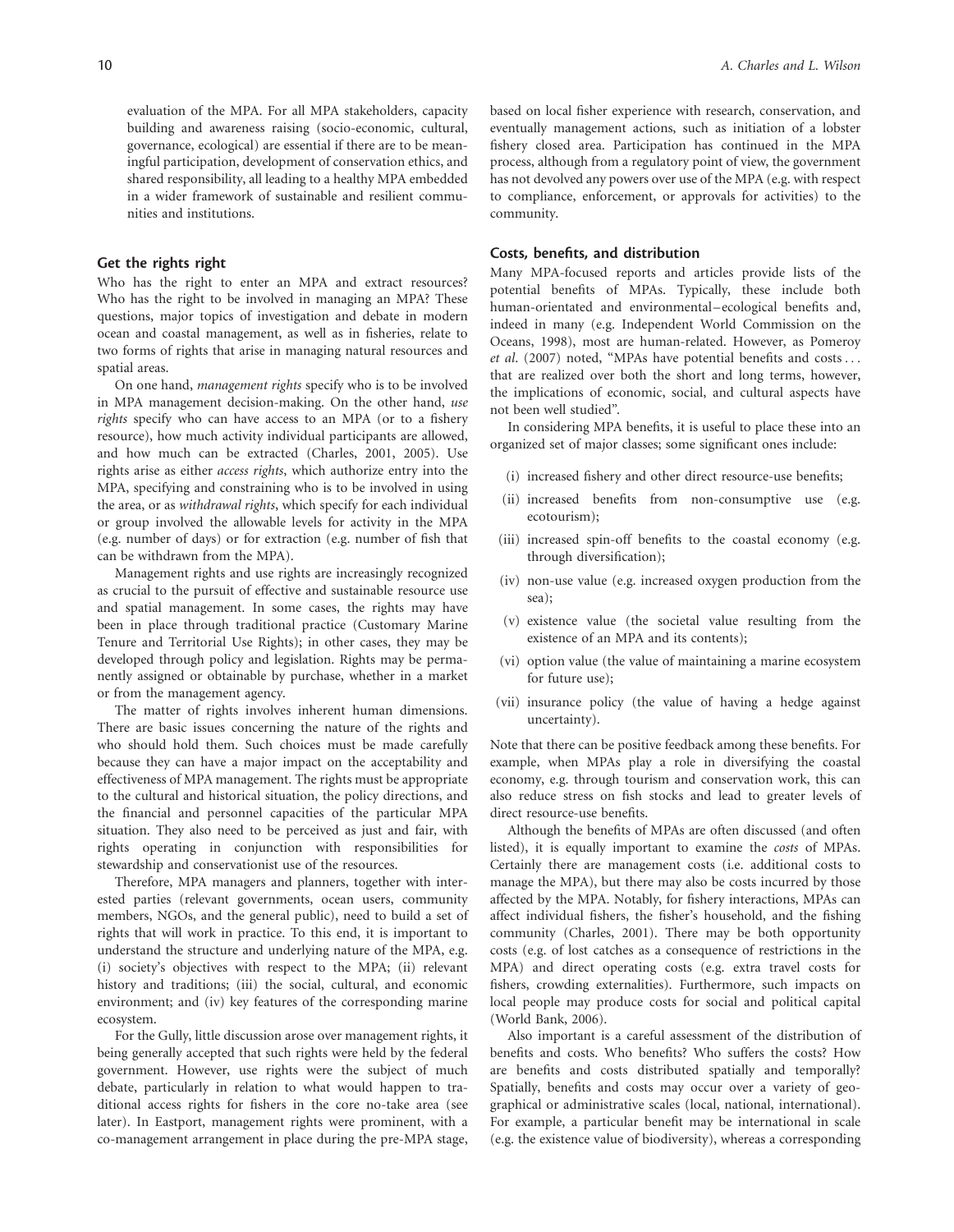evaluation of the MPA. For all MPA stakeholders, capacity building and awareness raising (socio-economic, cultural, governance, ecological) are essential if there are to be meaningful participation, development of conservation ethics, and shared responsibility, all leading to a healthy MPA embedded in a wider framework of sustainable and resilient communities and institutions.

## Get the rights right

Who has the right to enter an MPA and extract resources? Who has the right to be involved in managing an MPA? These questions, major topics of investigation and debate in modern ocean and coastal management, as well as in fisheries, relate to two forms of rights that arise in managing natural resources and spatial areas.

On one hand, *management rights* specify who is to be involved in MPA management decision-making. On the other hand, *use rights* specify who can have access to an MPA (or to a fishery resource), how much activity individual participants are allowed, and how much can be extracted (Charles, 2001, 2005). Use rights arise as either *access rights*, which authorize entry into the MPA, specifying and constraining who is to be involved in using the area, or as *withdrawal rights*, which specify for each individual or group involved the allowable levels for activity in the MPA (e.g. number of days) or for extraction (e.g. number of fish that can be withdrawn from the MPA).

Management rights and use rights are increasingly recognized as crucial to the pursuit of effective and sustainable resource use and spatial management. In some cases, the rights may have been in place through traditional practice (Customary Marine Tenure and Territorial Use Rights); in other cases, they may be developed through policy and legislation. Rights may be permanently assigned or obtainable by purchase, whether in a market or from the management agency.

The matter of rights involves inherent human dimensions. There are basic issues concerning the nature of the rights and who should hold them. Such choices must be made carefully because they can have a major impact on the acceptability and effectiveness of MPA management. The rights must be appropriate to the cultural and historical situation, the policy directions, and the financial and personnel capacities of the particular MPA situation. They also need to be perceived as just and fair, with rights operating in conjunction with responsibilities for stewardship and conservationist use of the resources.

Therefore, MPA managers and planners, together with interested parties (relevant governments, ocean users, community members, NGOs, and the general public), need to build a set of rights that will work in practice. To this end, it is important to understand the structure and underlying nature of the MPA, e.g. (i) society's objectives with respect to the MPA; (ii) relevant history and traditions; (iii) the social, cultural, and economic environment; and (iv) key features of the corresponding marine ecosystem.

For the Gully, little discussion arose over management rights, it being generally accepted that such rights were held by the federal government. However, use rights were the subject of much debate, particularly in relation to what would happen to traditional access rights for fishers in the core no-take area (see later). In Eastport, management rights were prominent, with a co-management arrangement in place during the pre-MPA stage, based on local fisher experience with research, conservation, and eventually management actions, such as initiation of a lobster fishery closed area. Participation has continued in the MPA process, although from a regulatory point of view, the government has not devolved any powers over use of the MPA (e.g. with respect to compliance, enforcement, or approvals for activities) to the community.

## Costs, benefits, and distribution

Many MPA-focused reports and articles provide lists of the potential benefits of MPAs. Typically, these include both human-orientated and environmental–ecological benefits and, indeed in many (e.g. Independent World Commission on the Oceans, 1998), most are human-related. However, as Pomeroy *et al*. (2007) noted, "MPAs have potential benefits and costs ... that are realized over both the short and long terms, however, the implications of economic, social, and cultural aspects have not been well studied".

In considering MPA benefits, it is useful to place these into an organized set of major classes; some significant ones include:

(i) increased fishery and other direct resource-use benefits;
(ii) increased benefits from non-consumptive use (e.g. ecotourism);
(iii) increased spin-off benefits to the coastal economy (e.g. through diversification);
(iv) non-use value (e.g. increased oxygen production from the sea);
(v) existence value (the societal value resulting from the existence of an MPA and its contents);
(vi) option value (the value of maintaining a marine ecosystem for future use);
(vii) insurance policy (the value of having a hedge against uncertainty).

Note that there can be positive feedback among these benefits. For example, when MPAs play a role in diversifying the coastal economy, e.g. through tourism and conservation work, this can also reduce stress on fish stocks and lead to greater levels of direct resource-use benefits.

Although the benefits of MPAs are often discussed (and often listed), it is equally important to examine the *costs* of MPAs. Certainly there are management costs (i.e. additional costs to manage the MPA), but there may also be costs incurred by those affected by the MPA. Notably, for fishery interactions, MPAs can affect individual fishers, the fisher's household, and the fishing community (Charles, 2001). There may be both opportunity costs (e.g. of lost catches as a consequence of restrictions in the MPA) and direct operating costs (e.g. extra travel costs for fishers, crowding externalities). Furthermore, such impacts on local people may produce costs for social and political capital (World Bank, 2006).

Also important is a careful assessment of the distribution of benefits and costs. Who benefits? Who suffers the costs? How are benefits and costs distributed spatially and temporally? Spatially, benefits and costs may occur over a variety of geographical or administrative scales (local, national, international). For example, a particular benefit may be international in scale (e.g. the existence value of biodiversity), whereas a corresponding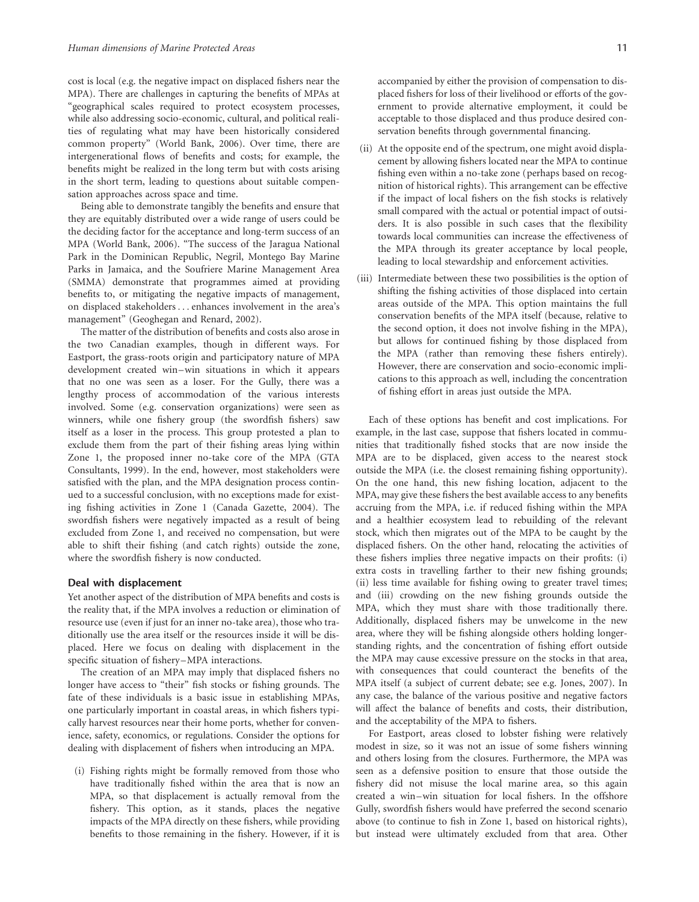cost is local (e.g. the negative impact on displaced fishers near the MPA). There are challenges in capturing the benefits of MPAs at "geographical scales required to protect ecosystem processes, while also addressing socio-economic, cultural, and political realities of regulating what may have been historically considered common property" (World Bank, 2006). Over time, there are intergenerational flows of benefits and costs; for example, the benefits might be realized in the long term but with costs arising in the short term, leading to questions about suitable compensation approaches across space and time.

Being able to demonstrate tangibly the benefits and ensure that they are equitably distributed over a wide range of users could be the deciding factor for the acceptance and long-term success of an MPA (World Bank, 2006). "The success of the Jaragua National Park in the Dominican Republic, Negril, Montego Bay Marine Parks in Jamaica, and the Soufriere Marine Management Area (SMMA) demonstrate that programmes aimed at providing benefits to, or mitigating the negative impacts of management, on displaced stakeholders . . . enhances involvement in the area's management" (Geoghegan and Renard, 2002).

The matter of the distribution of benefits and costs also arose in the two Canadian examples, though in different ways. For Eastport, the grass-roots origin and participatory nature of MPA development created win–win situations in which it appears that no one was seen as a loser. For the Gully, there was a lengthy process of accommodation of the various interests involved. Some (e.g. conservation organizations) were seen as winners, while one fishery group (the swordfish fishers) saw itself as a loser in the process. This group protested a plan to exclude them from the part of their fishing areas lying within Zone 1, the proposed inner no-take core of the MPA (GTA Consultants, 1999). In the end, however, most stakeholders were satisfied with the plan, and the MPA designation process continued to a successful conclusion, with no exceptions made for existing fishing activities in Zone 1 (Canada Gazette, 2004). The swordfish fishers were negatively impacted as a result of being excluded from Zone 1, and received no compensation, but were able to shift their fishing (and catch rights) outside the zone, where the swordfish fishery is now conducted.

## Deal with displacement

Yet another aspect of the distribution of MPA benefits and costs is the reality that, if the MPA involves a reduction or elimination of resource use (even if just for an inner no-take area), those who traditionally use the area itself or the resources inside it will be displaced. Here we focus on dealing with displacement in the specific situation of fishery–MPA interactions.

The creation of an MPA may imply that displaced fishers no longer have access to "their" fish stocks or fishing grounds. The fate of these individuals is a basic issue in establishing MPAs, one particularly important in coastal areas, in which fishers typically harvest resources near their home ports, whether for convenience, safety, economics, or regulations. Consider the options for dealing with displacement of fishers when introducing an MPA.

(i) Fishing rights might be formally removed from those who have traditionally fished within the area that is now an MPA, so that displacement is actually removal from the fishery. This option, as it stands, places the negative impacts of the MPA directly on these fishers, while providing benefits to those remaining in the fishery. However, if it is accompanied by either the provision of compensation to displaced fishers for loss of their livelihood or efforts of the government to provide alternative employment, it could be acceptable to those displaced and thus produce desired conservation benefits through governmental financing.

(ii) At the opposite end of the spectrum, one might avoid displacement by allowing fishers located near the MPA to continue fishing even within a no-take zone (perhaps based on recognition of historical rights). This arrangement can be effective if the impact of local fishers on the fish stocks is relatively small compared with the actual or potential impact of outsiders. It is also possible in such cases that the flexibility towards local communities can increase the effectiveness of the MPA through its greater acceptance by local people, leading to local stewardship and enforcement activities.

(iii) Intermediate between these two possibilities is the option of shifting the fishing activities of those displaced into certain areas outside of the MPA. This option maintains the full conservation benefits of the MPA itself (because, relative to the second option, it does not involve fishing in the MPA), but allows for continued fishing by those displaced from the MPA (rather than removing these fishers entirely). However, there are conservation and socio-economic implications to this approach as well, including the concentration of fishing effort in areas just outside the MPA.

Each of these options has benefit and cost implications. For example, in the last case, suppose that fishers located in communities that traditionally fished stocks that are now inside the MPA are to be displaced, given access to the nearest stock outside the MPA (i.e. the closest remaining fishing opportunity). On the one hand, this new fishing location, adjacent to the MPA, may give these fishers the best available access to any benefits accruing from the MPA, i.e. if reduced fishing within the MPA and a healthier ecosystem lead to rebuilding of the relevant stock, which then migrates out of the MPA to be caught by the displaced fishers. On the other hand, relocating the activities of these fishers implies three negative impacts on their profits: (i) extra costs in travelling farther to their new fishing grounds; (ii) less time available for fishing owing to greater travel times; and (iii) crowding on the new fishing grounds outside the MPA, which they must share with those traditionally there. Additionally, displaced fishers may be unwelcome in the new area, where they will be fishing alongside others holding longer-standing rights, and the concentration of fishing effort outside the MPA may cause excessive pressure on the stocks in that area, with consequences that could counteract the benefits of the MPA itself (a subject of current debate; see e.g. Jones, 2007). In any case, the balance of the various positive and negative factors will affect the balance of benefits and costs, their distribution, and the acceptability of the MPA to fishers.

For Eastport, areas closed to lobster fishing were relatively modest in size, so it was not an issue of some fishers winning and others losing from the closures. Furthermore, the MPA was seen as a defensive position to ensure that those outside the fishery did not misuse the local marine area, so this again created a win–win situation for local fishers. In the offshore Gully, swordfish fishers would have preferred the second scenario above (to continue to fish in Zone 1, based on historical rights), but instead were ultimately excluded from that area. Other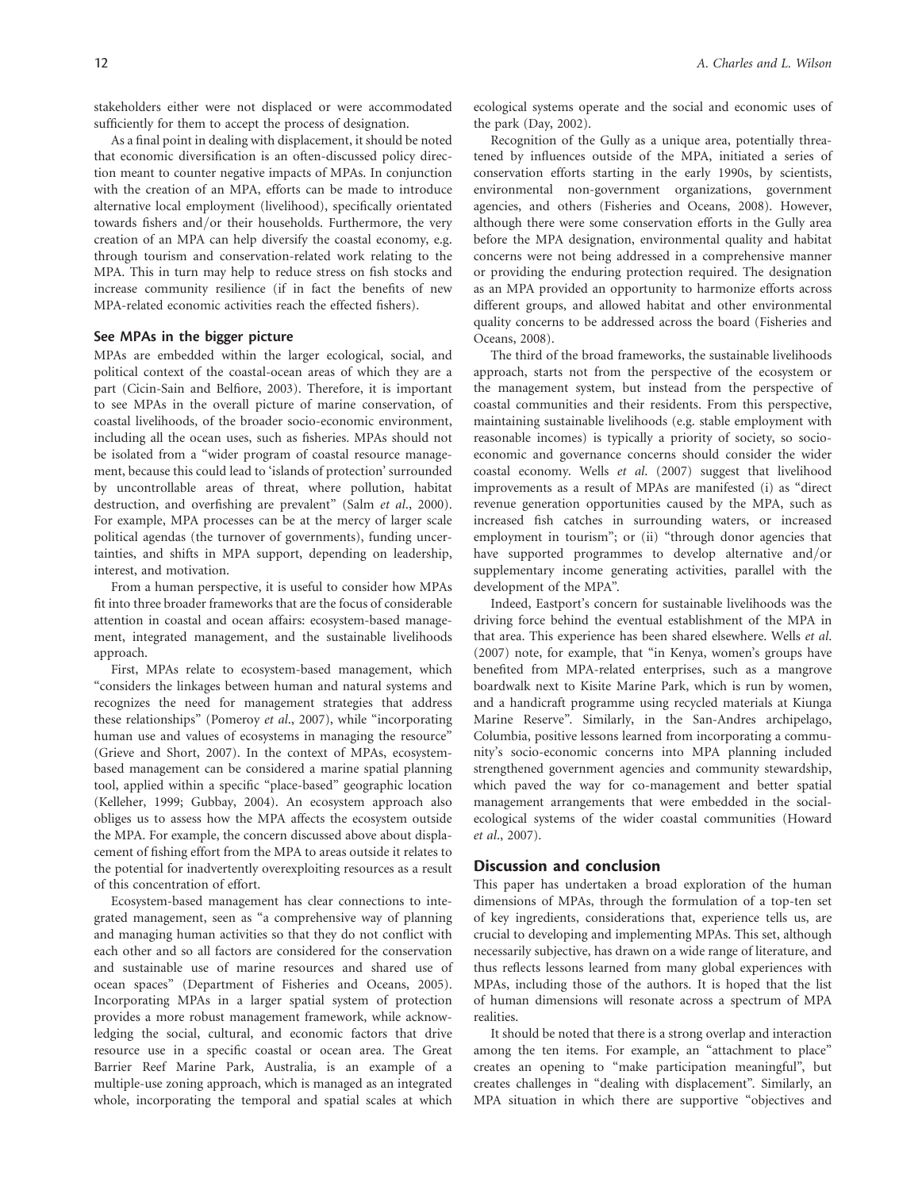stakeholders either were not displaced or were accommodated sufficiently for them to accept the process of designation.

As a final point in dealing with displacement, it should be noted that economic diversification is an often-discussed policy direction meant to counter negative impacts of MPAs. In conjunction with the creation of an MPA, efforts can be made to introduce alternative local employment (livelihood), specifically orientated towards fishers and/or their households. Furthermore, the very creation of an MPA can help diversify the coastal economy, e.g. through tourism and conservation-related work relating to the MPA. This in turn may help to reduce stress on fish stocks and increase community resilience (if in fact the benefits of new MPA-related economic activities reach the effected fishers).

### See MPAs in the bigger picture

MPAs are embedded within the larger ecological, social, and political context of the coastal-ocean areas of which they are a part (Cicin-Sain and Belfiore, 2003). Therefore, it is important to see MPAs in the overall picture of marine conservation, of coastal livelihoods, of the broader socio-economic environment, including all the ocean uses, such as fisheries. MPAs should not be isolated from a "wider program of coastal resource management, because this could lead to 'islands of protection' surrounded by uncontrollable areas of threat, where pollution, habitat destruction, and overfishing are prevalent" (Salm *et al.*, 2000). For example, MPA processes can be at the mercy of larger scale political agendas (the turnover of governments), funding uncertainties, and shifts in MPA support, depending on leadership, interest, and motivation.

From a human perspective, it is useful to consider how MPAs fit into three broader frameworks that are the focus of considerable attention in coastal and ocean affairs: ecosystem-based management, integrated management, and the sustainable livelihoods approach.

First, MPAs relate to ecosystem-based management, which "considers the linkages between human and natural systems and recognizes the need for management strategies that address these relationships" (Pomeroy *et al.*, 2007), while "incorporating human use and values of ecosystems in managing the resource" (Grieve and Short, 2007). In the context of MPAs, ecosystem-based management can be considered a marine spatial planning tool, applied within a specific "place-based" geographic location (Kelleher, 1999; Gubbay, 2004). An ecosystem approach also obliges us to assess how the MPA affects the ecosystem outside the MPA. For example, the concern discussed above about displacement of fishing effort from the MPA to areas outside it relates to the potential for inadvertently overexploiting resources as a result of this concentration of effort.

Ecosystem-based management has clear connections to integrated management, seen as "a comprehensive way of planning and managing human activities so that they do not conflict with each other and so all factors are considered for the conservation and sustainable use of marine resources and shared use of ocean spaces" (Department of Fisheries and Oceans, 2005). Incorporating MPAs in a larger spatial system of protection provides a more robust management framework, while acknowledging the social, cultural, and economic factors that drive resource use in a specific coastal or ocean area. The Great Barrier Reef Marine Park, Australia, is an example of a multiple-use zoning approach, which is managed as an integrated whole, incorporating the temporal and spatial scales at which ecological systems operate and the social and economic uses of the park (Day, 2002).

Recognition of the Gully as a unique area, potentially threatened by influences outside of the MPA, initiated a series of conservation efforts starting in the early 1990s, by scientists, environmental non-government organizations, government agencies, and others (Fisheries and Oceans, 2008). However, although there were some conservation efforts in the Gully area before the MPA designation, environmental quality and habitat concerns were not being addressed in a comprehensive manner or providing the enduring protection required. The designation as an MPA provided an opportunity to harmonize efforts across different groups, and allowed habitat and other environmental quality concerns to be addressed across the board (Fisheries and Oceans, 2008).

The third of the broad frameworks, the sustainable livelihoods approach, starts not from the perspective of the ecosystem or the management system, but instead from the perspective of coastal communities and their residents. From this perspective, maintaining sustainable livelihoods (e.g. stable employment with reasonable incomes) is typically a priority of society, so socio-economic and governance concerns should consider the wider coastal economy. Wells *et al.* (2007) suggest that livelihood improvements as a result of MPAs are manifested (i) as "direct revenue generation opportunities caused by the MPA, such as increased fish catches in surrounding waters, or increased employment in tourism"; or (ii) "through donor agencies that have supported programmes to develop alternative and/or supplementary income generating activities, parallel with the development of the MPA".

Indeed, Eastport's concern for sustainable livelihoods was the driving force behind the eventual establishment of the MPA in that area. This experience has been shared elsewhere. Wells *et al.* (2007) note, for example, that "in Kenya, women's groups have benefited from MPA-related enterprises, such as a mangrove boardwalk next to Kisite Marine Park, which is run by women, and a handicraft programme using recycled materials at Kiunga Marine Reserve". Similarly, in the San-Andres archipelago, Columbia, positive lessons learned from incorporating a community's socio-economic concerns into MPA planning included strengthened government agencies and community stewardship, which paved the way for co-management and better spatial management arrangements that were embedded in the social-ecological systems of the wider coastal communities (Howard *et al.*, 2007).

## Discussion and conclusion

This paper has undertaken a broad exploration of the human dimensions of MPAs, through the formulation of a top-ten set of key ingredients, considerations that, experience tells us, are crucial to developing and implementing MPAs. This set, although necessarily subjective, has drawn on a wide range of literature, and thus reflects lessons learned from many global experiences with MPAs, including those of the authors. It is hoped that the list of human dimensions will resonate across a spectrum of MPA realities.

It should be noted that there is a strong overlap and interaction among the ten items. For example, an "attachment to place" creates an opening to "make participation meaningful", but creates challenges in "dealing with displacement". Similarly, an MPA situation in which there are supportive "objectives and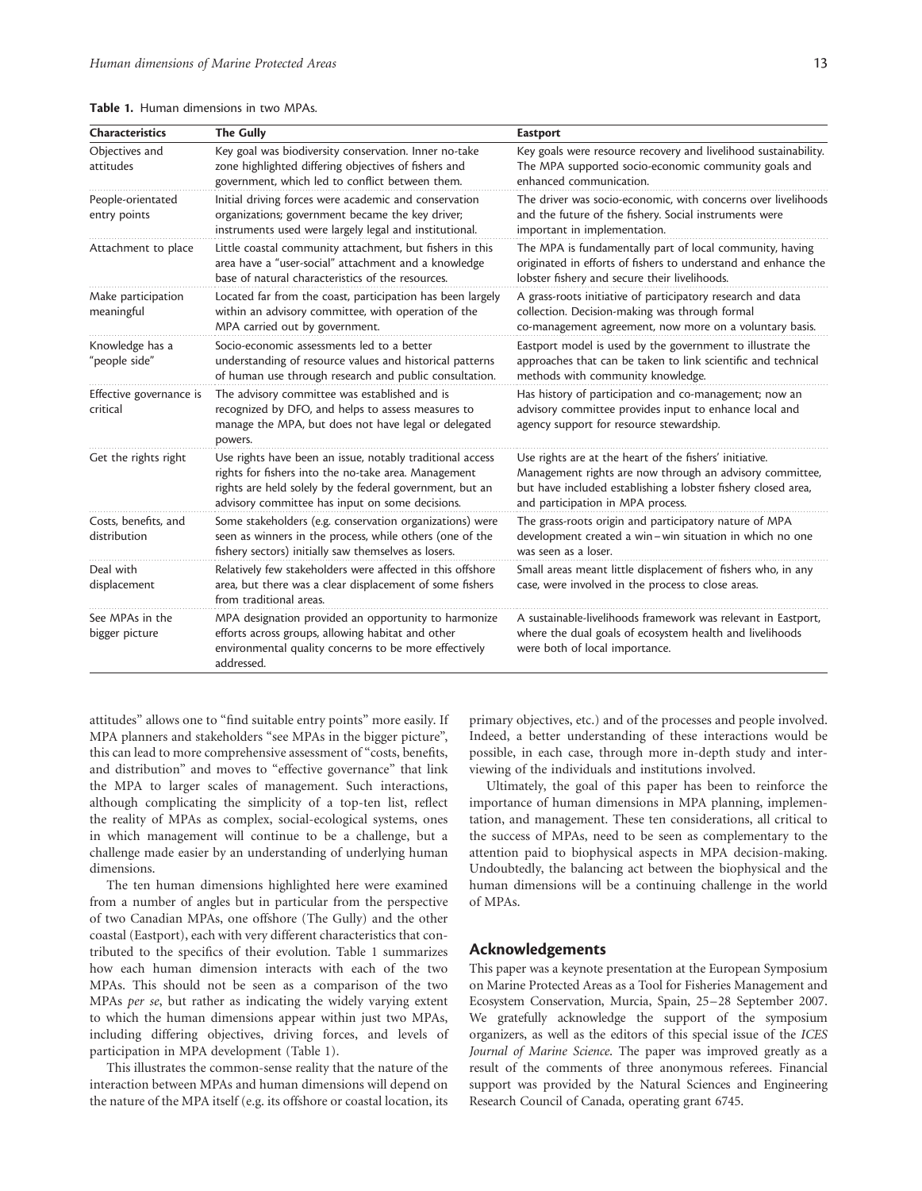**Table 1.** Human dimensions in two MPAs.

| Characteristics | The Gully | Eastport |
| --- | --- | --- |
| Objectives and attitudes | Key goal was biodiversity conservation. Inner no-take zone highlighted differing objectives of fishers and government, which led to conflict between them. | Key goals were resource recovery and livelihood sustainability. The MPA supported socio-economic community goals and enhanced communication. |
| People-orientated entry points | Initial driving forces were academic and conservation organizations; government became the key driver; instruments used were largely legal and institutional. | The driver was socio-economic, with concerns over livelihoods and the future of the fishery. Social instruments were important in implementation. |
| Attachment to place | Little coastal community attachment, but fishers in this area have a "user-social" attachment and a knowledge base of natural characteristics of the resources. | The MPA is fundamentally part of local community, having originated in efforts of fishers to understand and enhance the lobster fishery and secure their livelihoods. |
| Make participation meaningful | Located far from the coast, participation has been largely within an advisory committee, with operation of the MPA carried out by government. | A grass-roots initiative of participatory research and data collection. Decision-making was through formal co-management agreement, now more on a voluntary basis. |
| Knowledge has a "people side" | Socio-economic assessments led to a better understanding of resource values and historical patterns of human use through research and public consultation. | Eastport model is used by the government to illustrate the approaches that can be taken to link scientific and technical methods with community knowledge. |
| Effective governance is critical | The advisory committee was established and is recognized by DFO, and helps to assess measures to manage the MPA, but does not have legal or delegated powers. | Has history of participation and co-management; now an advisory committee provides input to enhance local and agency support for resource stewardship. |
| Get the rights right | Use rights have been an issue, notably traditional access rights for fishers into the no-take area. Management rights are held solely by the federal government, but an advisory committee has input on some decisions. | Use rights are at the heart of the fishers' initiative. Management rights are now through an advisory committee, but have included establishing a lobster fishery closed area, and participation in MPA process. |
| Costs, benefits, and distribution | Some stakeholders (e.g. conservation organizations) were seen as winners in the process, while others (one of the fishery sectors) initially saw themselves as losers. | The grass-roots origin and participatory nature of MPA development created a win–win situation in which no one was seen as a loser. |
| Deal with displacement | Relatively few stakeholders were affected in this offshore area, but there was a clear displacement of some fishers from traditional areas. | Small areas meant little displacement of fishers who, in any case, were involved in the process to close areas. |
| See MPAs in the bigger picture | MPA designation provided an opportunity to harmonize efforts across groups, allowing habitat and other environmental quality concerns to be more effectively addressed. | A sustainable-livelihoods framework was relevant in Eastport, where the dual goals of ecosystem health and livelihoods were both of local importance. |

attitudes" allows one to "find suitable entry points" more easily. If MPA planners and stakeholders "see MPAs in the bigger picture", this can lead to more comprehensive assessment of "costs, benefits, and distribution" and moves to "effective governance" that link the MPA to larger scales of management. Such interactions, although complicating the simplicity of a top-ten list, reflect the reality of MPAs as complex, social-ecological systems, ones in which management will continue to be a challenge, but a challenge made easier by an understanding of underlying human dimensions.

The ten human dimensions highlighted here were examined from a number of angles but in particular from the perspective of two Canadian MPAs, one offshore (The Gully) and the other coastal (Eastport), each with very different characteristics that contributed to the specifics of their evolution. Table 1 summarizes how each human dimension interacts with each of the two MPAs. This should not be seen as a comparison of the two MPAs *per se*, but rather as indicating the widely varying extent to which the human dimensions appear within just two MPAs, including differing objectives, driving forces, and levels of participation in MPA development (Table 1).

This illustrates the common-sense reality that the nature of the interaction between MPAs and human dimensions will depend on the nature of the MPA itself (e.g. its offshore or coastal location, its primary objectives, etc.) and of the processes and people involved. Indeed, a better understanding of these interactions would be possible, in each case, through more in-depth study and interviewing of the individuals and institutions involved.

Ultimately, the goal of this paper has been to reinforce the importance of human dimensions in MPA planning, implementation, and management. These ten considerations, all critical to the success of MPAs, need to be seen as complementary to the attention paid to biophysical aspects in MPA decision-making. Undoubtedly, the balancing act between the biophysical and the human dimensions will be a continuing challenge in the world of MPAs.

## Acknowledgements

This paper was a keynote presentation at the European Symposium on Marine Protected Areas as a Tool for Fisheries Management and Ecosystem Conservation, Murcia, Spain, 25–28 September 2007. We gratefully acknowledge the support of the symposium organizers, as well as the editors of this special issue of the *ICES Journal of Marine Science*. The paper was improved greatly as a result of the comments of three anonymous referees. Financial support was provided by the Natural Sciences and Engineering Research Council of Canada, operating grant 6745.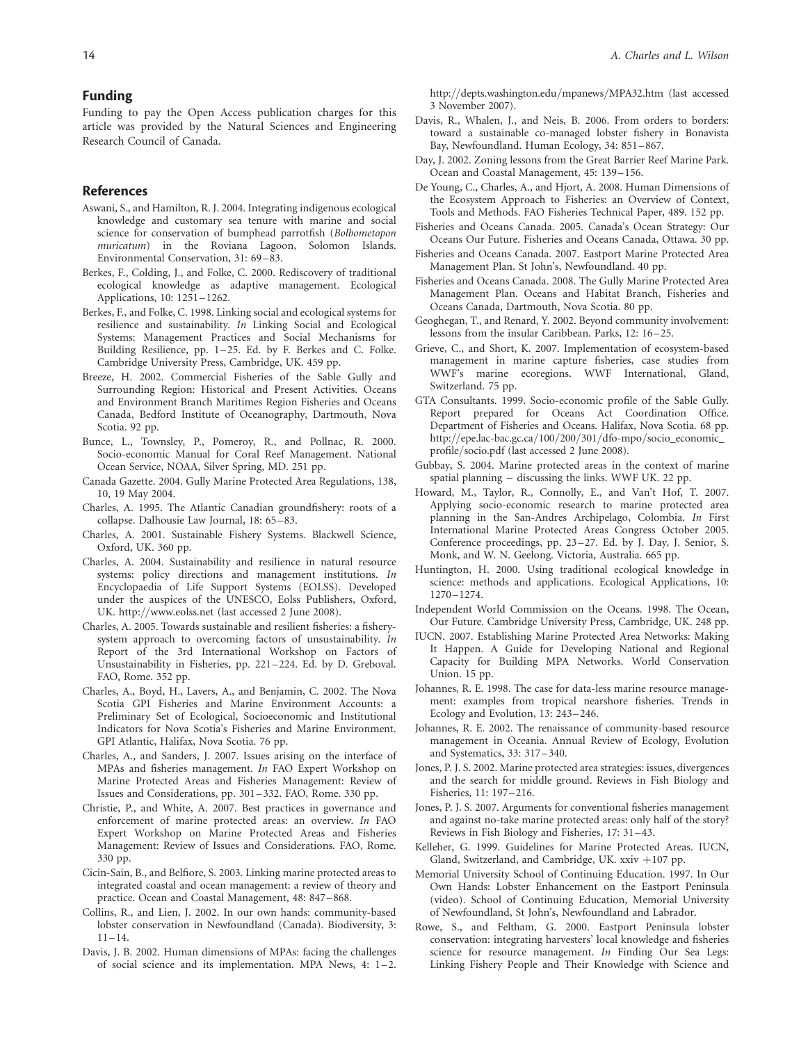## Funding

Funding to pay the Open Access publication charges for this article was provided by the Natural Sciences and Engineering Research Council of Canada.

## References

Aswani, S., and Hamilton, R. J. 2004. Integrating indigenous ecological knowledge and customary sea tenure with marine and social science for conservation of bumphead parrotfish (*Bolbometopon muricatum*) in the Roviana Lagoon, Solomon Islands. Environmental Conservation, 31: 69–83.

Berkes, F., Colding, J., and Folke, C. 2000. Rediscovery of traditional ecological knowledge as adaptive management. Ecological Applications, 10: 1251–1262.

Berkes, F., and Folke, C. 1998. Linking social and ecological systems for resilience and sustainability. *In* Linking Social and Ecological Systems: Management Practices and Social Mechanisms for Building Resilience, pp. 1–25. Ed. by F. Berkes and C. Folke. Cambridge University Press, Cambridge, UK. 459 pp.

Breeze, H. 2002. Commercial Fisheries of the Sable Gully and Surrounding Region: Historical and Present Activities. Oceans and Environment Branch Maritimes Region Fisheries and Oceans Canada, Bedford Institute of Oceanography, Dartmouth, Nova Scotia. 92 pp.

Bunce, L., Townsley, P., Pomeroy, R., and Pollnac, R. 2000. Socio-economic Manual for Coral Reef Management. National Ocean Service, NOAA, Silver Spring, MD. 251 pp.

Canada Gazette. 2004. Gully Marine Protected Area Regulations, 138, 10, 19 May 2004.

Charles, A. 1995. The Atlantic Canadian groundfishery: roots of a collapse. Dalhousie Law Journal, 18: 65–83.

Charles, A. 2001. Sustainable Fishery Systems. Blackwell Science, Oxford, UK. 360 pp.

Charles, A. 2004. Sustainability and resilience in natural resource systems: policy directions and management institutions. *In* Encyclopaedia of Life Support Systems (EOLSS). Developed under the auspices of the UNESCO, Eolss Publishers, Oxford, UK. http://www.eolss.net (last accessed 2 June 2008).

Charles, A. 2005. Towards sustainable and resilient fisheries: a fishery-system approach to overcoming factors of unsustainability. *In* Report of the 3rd International Workshop on Factors of Unsustainability in Fisheries, pp. 221–224. Ed. by D. Greboval. FAO, Rome. 352 pp.

Charles, A., Boyd, H., Lavers, A., and Benjamin, C. 2002. The Nova Scotia GPI Fisheries and Marine Environment Accounts: a Preliminary Set of Ecological, Socioeconomic and Institutional Indicators for Nova Scotia's Fisheries and Marine Environment. GPI Atlantic, Halifax, Nova Scotia. 76 pp.

Charles, A., and Sanders, J. 2007. Issues arising on the interface of MPAs and fisheries management. *In* FAO Expert Workshop on Marine Protected Areas and Fisheries Management: Review of Issues and Considerations, pp. 301–332. FAO, Rome. 330 pp.

Christie, P., and White, A. 2007. Best practices in governance and enforcement of marine protected areas: an overview. *In* FAO Expert Workshop on Marine Protected Areas and Fisheries Management: Review of Issues and Considerations. FAO, Rome. 330 pp.

Cicin-Sain, B., and Belfiore, S. 2003. Linking marine protected areas to integrated coastal and ocean management: a review of theory and practice. Ocean and Coastal Management, 48: 847–868.

Collins, R., and Lien, J. 2002. In our own hands: community-based lobster conservation in Newfoundland (Canada). Biodiversity, 3: 11–14.

Davis, J. B. 2002. Human dimensions of MPAs: facing the challenges of social science and its implementation. MPA News, 4: 1–2. http://depts.washington.edu/mpanews/MPA32.htm (last accessed 3 November 2007).

Davis, R., Whalen, J., and Neis, B. 2006. From orders to borders: toward a sustainable co-managed lobster fishery in Bonavista Bay, Newfoundland. Human Ecology, 34: 851–867.

Day, J. 2002. Zoning lessons from the Great Barrier Reef Marine Park. Ocean and Coastal Management, 45: 139–156.

De Young, C., Charles, A., and Hjort, A. 2008. Human Dimensions of the Ecosystem Approach to Fisheries: an Overview of Context, Tools and Methods. FAO Fisheries Technical Paper, 489. 152 pp.

Fisheries and Oceans Canada. 2005. Canada's Ocean Strategy: Our Oceans Our Future. Fisheries and Oceans Canada, Ottawa. 30 pp.

Fisheries and Oceans Canada. 2007. Eastport Marine Protected Area Management Plan. St John's, Newfoundland. 40 pp.

Fisheries and Oceans Canada. 2008. The Gully Marine Protected Area Management Plan. Oceans and Habitat Branch, Fisheries and Oceans Canada, Dartmouth, Nova Scotia. 80 pp.

Geoghegan, T., and Renard, Y. 2002. Beyond community involvement: lessons from the insular Caribbean. Parks, 12: 16–25.

Grieve, C., and Short, K. 2007. Implementation of ecosystem-based management in marine capture fisheries, case studies from WWF's marine ecoregions. WWF International, Gland, Switzerland. 75 pp.

GTA Consultants. 1999. Socio-economic profile of the Sable Gully. Report prepared for Oceans Act Coordination Office. Department of Fisheries and Oceans. Halifax, Nova Scotia. 68 pp. http://epe.lac-bac.gc.ca/100/200/301/dfo-mpo/socio_economic_profile/socio.pdf (last accessed 2 June 2008).

Gubbay, S. 2004. Marine protected areas in the context of marine spatial planning – discussing the links. WWF UK. 22 pp.

Howard, M., Taylor, R., Connolly, E., and Van't Hof, T. 2007. Applying socio-economic research to marine protected area planning in the San-Andres Archipelago, Colombia. *In* First International Marine Protected Areas Congress October 2005. Conference proceedings, pp. 23–27. Ed. by J. Day, J. Senior, S. Monk, and W. N. Geelong. Victoria, Australia. 665 pp.

Huntington, H. 2000. Using traditional ecological knowledge in science: methods and applications. Ecological Applications, 10: 1270–1274.

Independent World Commission on the Oceans. 1998. The Ocean, Our Future. Cambridge University Press, Cambridge, UK. 248 pp.

IUCN. 2007. Establishing Marine Protected Area Networks: Making It Happen. A Guide for Developing National and Regional Capacity for Building MPA Networks. World Conservation Union. 15 pp.

Johannes, R. E. 1998. The case for data-less marine resource management: examples from tropical nearshore fisheries. Trends in Ecology and Evolution, 13: 243–246.

Johannes, R. E. 2002. The renaissance of community-based resource management in Oceania. Annual Review of Ecology, Evolution and Systematics, 33: 317–340.

Jones, P. J. S. 2002. Marine protected area strategies: issues, divergences and the search for middle ground. Reviews in Fish Biology and Fisheries, 11: 197–216.

Jones, P. J. S. 2007. Arguments for conventional fisheries management and against no-take marine protected areas: only half of the story? Reviews in Fish Biology and Fisheries, 17: 31–43.

Kelleher, G. 1999. Guidelines for Marine Protected Areas. IUCN, Gland, Switzerland, and Cambridge, UK. xxiv +107 pp.

Memorial University School of Continuing Education. 1997. In Our Own Hands: Lobster Enhancement on the Eastport Peninsula (video). School of Continuing Education, Memorial University of Newfoundland, St John's, Newfoundland and Labrador.

Rowe, S., and Feltham, G. 2000. Eastport Peninsula lobster conservation: integrating harvesters' local knowledge and fisheries science for resource management. *In* Finding Our Sea Legs: Linking Fishery People and Their Knowledge with Science and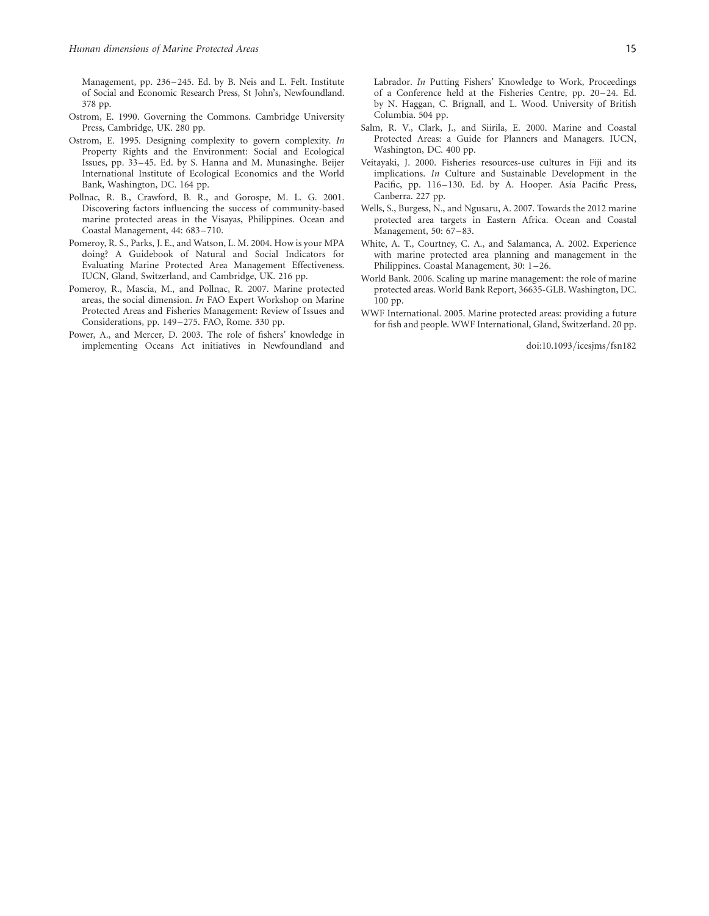Management, pp. 236–245. Ed. by B. Neis and L. Felt. Institute of Social and Economic Research Press, St John's, Newfoundland. 378 pp.

Ostrom, E. 1990. Governing the Commons. Cambridge University Press, Cambridge, UK. 280 pp.

Ostrom, E. 1995. Designing complexity to govern complexity. *In* Property Rights and the Environment: Social and Ecological Issues, pp. 33–45. Ed. by S. Hanna and M. Munasinghe. Beijer International Institute of Ecological Economics and the World Bank, Washington, DC. 164 pp.

Pollnac, R. B., Crawford, B. R., and Gorospe, M. L. G. 2001. Discovering factors influencing the success of community-based marine protected areas in the Visayas, Philippines. Ocean and Coastal Management, 44: 683–710.

Pomeroy, R. S., Parks, J. E., and Watson, L. M. 2004. How is your MPA doing? A Guidebook of Natural and Social Indicators for Evaluating Marine Protected Area Management Effectiveness. IUCN, Gland, Switzerland, and Cambridge, UK. 216 pp.

Pomeroy, R., Mascia, M., and Pollnac, R. 2007. Marine protected areas, the social dimension. *In* FAO Expert Workshop on Marine Protected Areas and Fisheries Management: Review of Issues and Considerations, pp. 149–275. FAO, Rome. 330 pp.

Power, A., and Mercer, D. 2003. The role of fishers' knowledge in implementing Oceans Act initiatives in Newfoundland and Labrador. *In* Putting Fishers' Knowledge to Work, Proceedings of a Conference held at the Fisheries Centre, pp. 20–24. Ed. by N. Haggan, C. Brignall, and L. Wood. University of British Columbia. 504 pp.

Salm, R. V., Clark, J., and Siirila, E. 2000. Marine and Coastal Protected Areas: a Guide for Planners and Managers. IUCN, Washington, DC. 400 pp.

Veitayaki, J. 2000. Fisheries resources-use cultures in Fiji and its implications. *In* Culture and Sustainable Development in the Pacific, pp. 116–130. Ed. by A. Hooper. Asia Pacific Press, Canberra. 227 pp.

Wells, S., Burgess, N., and Ngusaru, A. 2007. Towards the 2012 marine protected area targets in Eastern Africa. Ocean and Coastal Management, 50: 67–83.

White, A. T., Courtney, C. A., and Salamanca, A. 2002. Experience with marine protected area planning and management in the Philippines. Coastal Management, 30: 1–26.

World Bank. 2006. Scaling up marine management: the role of marine protected areas. World Bank Report, 36635-GLB. Washington, DC. 100 pp.

WWF International. 2005. Marine protected areas: providing a future for fish and people. WWF International, Gland, Switzerland. 20 pp.

doi:10.1093/icesjms/fsn182